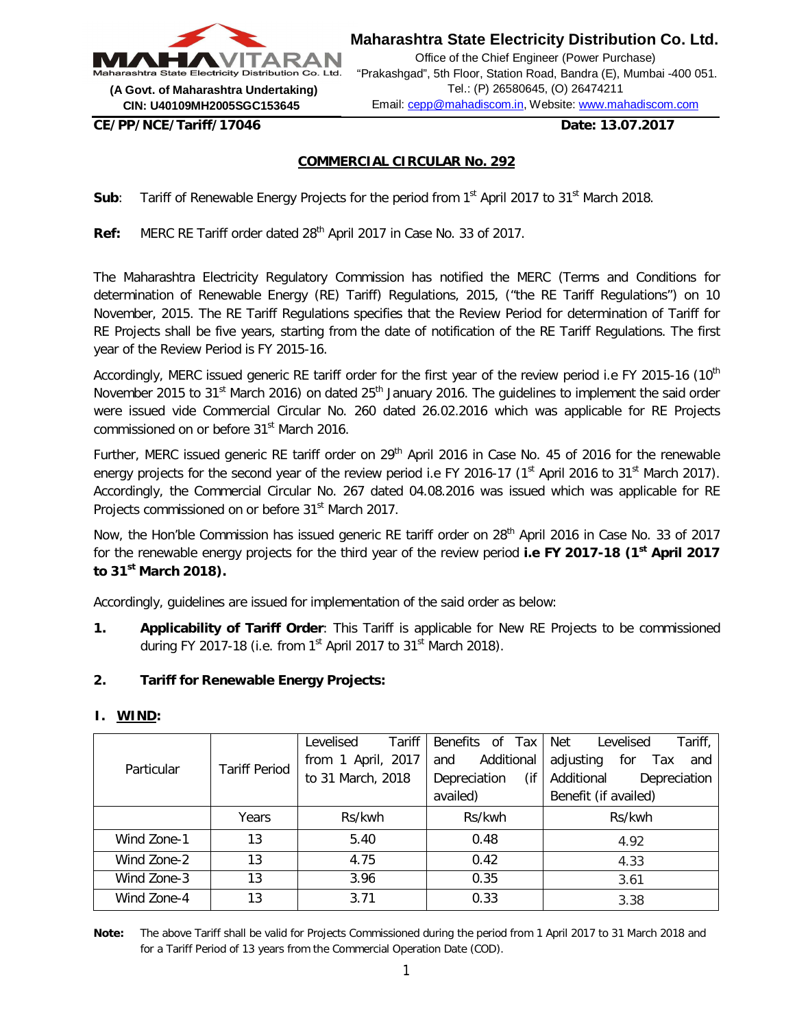**Maharashtra State Electricity Distribution Co. Ltd.**
Office of the Chief Engineer (Power Purchase)
"Prakashgad", 5th Floor, Station Road, Bandra (E), Mumbai -400 051.
Tel.: (P) 26580645, (O) 26474211
Email: cepp@mahadiscom.in, Website: www.mahadiscom.com

MAHAVITARAN
Maharashtra State Electricity Distribution Co. Ltd.
**(A Govt. of Maharashtra Undertaking)**
**CIN: U40109MH2005SGC153645**

**CE/PP/NCE/Tariff/17046** **Date: 13.07.2017**

## COMMERCIAL CIRCULAR No. 292

**Sub**: Tariff of Renewable Energy Projects for the period from 1st April 2017 to 31st March 2018.

**Ref:** MERC RE Tariff order dated 28th April 2017 in Case No. 33 of 2017.

The Maharashtra Electricity Regulatory Commission has notified the MERC (Terms and Conditions for determination of Renewable Energy (RE) Tariff) Regulations, 2015, ("the RE Tariff Regulations") on 10 November, 2015. The RE Tariff Regulations specifies that the Review Period for determination of Tariff for RE Projects shall be five years, starting from the date of notification of the RE Tariff Regulations. The first year of the Review Period is FY 2015-16.

Accordingly, MERC issued generic RE tariff order for the first year of the review period i.e FY 2015-16 (10th November 2015 to 31st March 2016) on dated 25th January 2016. The guidelines to implement the said order were issued vide Commercial Circular No. 260 dated 26.02.2016 which was applicable for RE Projects commissioned on or before 31st March 2016.

Further, MERC issued generic RE tariff order on 29th April 2016 in Case No. 45 of 2016 for the renewable energy projects for the second year of the review period i.e FY 2016-17 (1st April 2016 to 31st March 2017). Accordingly, the Commercial Circular No. 267 dated 04.08.2016 was issued which was applicable for RE Projects commissioned on or before 31st March 2017.

Now, the Hon'ble Commission has issued generic RE tariff order on 28th April 2016 in Case No. 33 of 2017 for the renewable energy projects for the third year of the review period **i.e FY 2017-18 (1st April 2017 to 31st March 2018).**

Accordingly, guidelines are issued for implementation of the said order as below:

1. **Applicability of Tariff Order**: This Tariff is applicable for New RE Projects to be commissioned during FY 2017-18 (i.e. from 1st April 2017 to 31st March 2018).

2. **Tariff for Renewable Energy Projects:**

### I. WIND:

| Particular | Tariff Period | Levelised Tariff from 1 April, 2017 to 31 March, 2018 | Benefits of Tax and Additional Depreciation (if availed) | Net Levelised Tariff, adjusting for Tax and Additional Depreciation Benefit (if availed) |
|---|---|---|---|---|
| | Years | Rs/kwh | Rs/kwh | Rs/kwh |
| Wind Zone-1 | 13 | 5.40 | 0.48 | 4.92 |
| Wind Zone-2 | 13 | 4.75 | 0.42 | 4.33 |
| Wind Zone-3 | 13 | 3.96 | 0.35 | 3.61 |
| Wind Zone-4 | 13 | 3.71 | 0.33 | 3.38 |

**Note:** The above Tariff shall be valid for Projects Commissioned during the period from 1 April 2017 to 31 March 2018 and for a Tariff Period of 13 years from the Commercial Operation Date (COD).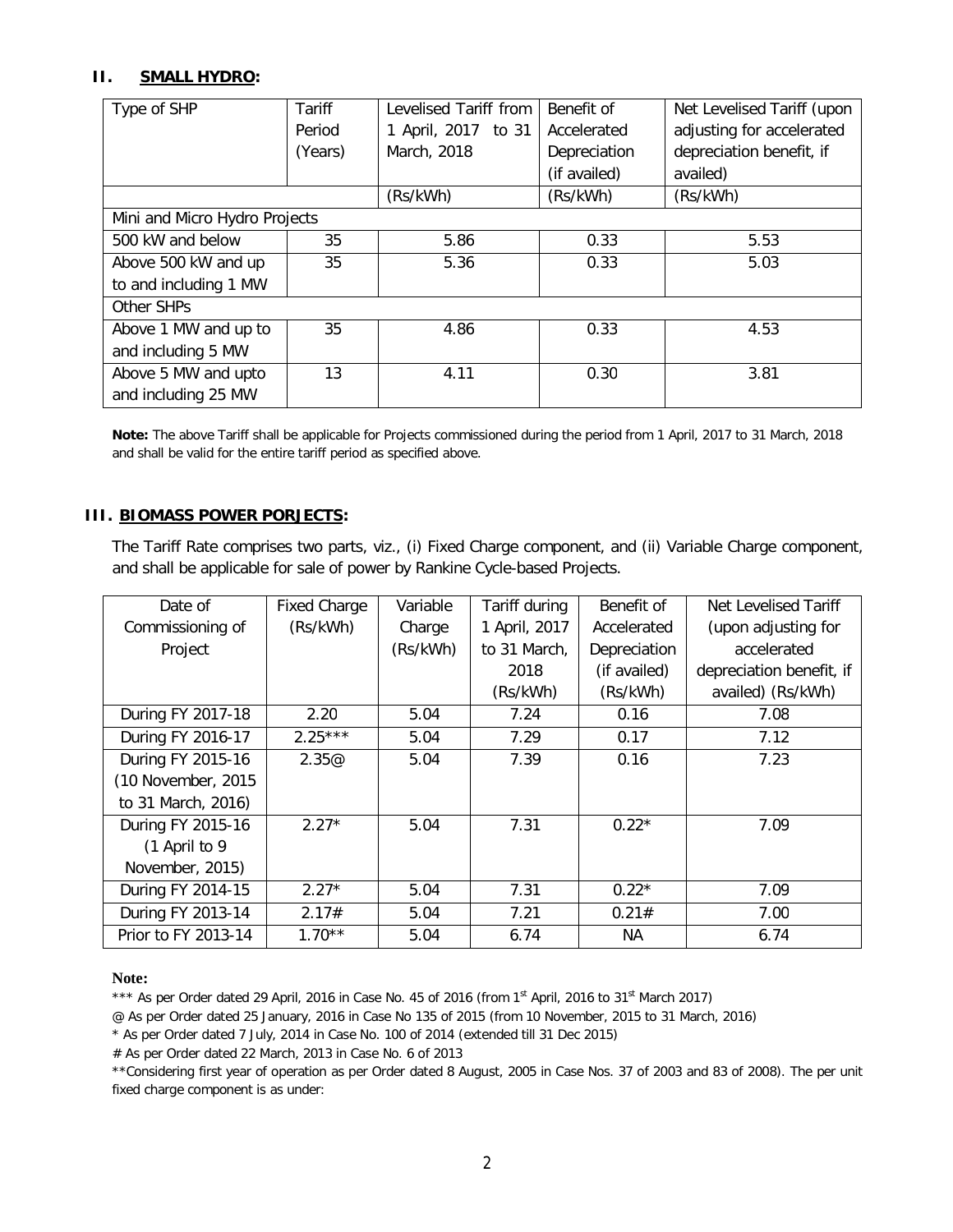## II. SMALL HYDRO:

| Type of SHP | Tariff Period (Years) | Levelised Tariff from 1 April, 2017 to 31 March, 2018 | Benefit of Accelerated Depreciation (if availed) | Net Levelised Tariff (upon adjusting for accelerated depreciation benefit, if availed) |
|---|---|---|---|---|
| | | (Rs/kWh) | (Rs/kWh) | (Rs/kWh) |
| Mini and Micro Hydro Projects | | | | |
| 500 kW and below | 35 | 5.86 | 0.33 | 5.53 |
| Above 500 kW and up to and including 1 MW | 35 | 5.36 | 0.33 | 5.03 |
| Other SHPs | | | | |
| Above 1 MW and up to and including 5 MW | 35 | 4.86 | 0.33 | 4.53 |
| Above 5 MW and upto and including 25 MW | 13 | 4.11 | 0.30 | 3.81 |

**Note:** The above Tariff shall be applicable for Projects commissioned during the period from 1 April, 2017 to 31 March, 2018 and shall be valid for the entire tariff period as specified above.

## III. BIOMASS POWER PORJECTS:

The Tariff Rate comprises two parts, viz., (i) Fixed Charge component, and (ii) Variable Charge component, and shall be applicable for sale of power by Rankine Cycle-based Projects.

| Date of Commissioning of Project | Fixed Charge (Rs/kWh) | Variable Charge (Rs/kWh) | Tariff during 1 April, 2017 to 31 March, 2018 (Rs/kWh) | Benefit of Accelerated Depreciation (if availed) (Rs/kWh) | Net Levelised Tariff (upon adjusting for accelerated depreciation benefit, if availed) (Rs/kWh) |
|---|---|---|---|---|---|
| During FY 2017-18 | 2.20 | 5.04 | 7.24 | 0.16 | 7.08 |
| During FY 2016-17 | 2.25*** | 5.04 | 7.29 | 0.17 | 7.12 |
| During FY 2015-16 (10 November, 2015 to 31 March, 2016) | 2.35@ | 5.04 | 7.39 | 0.16 | 7.23 |
| During FY 2015-16 (1 April to 9 November, 2015) | 2.27* | 5.04 | 7.31 | 0.22* | 7.09 |
| During FY 2014-15 | 2.27* | 5.04 | 7.31 | 0.22* | 7.09 |
| During FY 2013-14 | 2.17# | 5.04 | 7.21 | 0.21# | 7.00 |
| Prior to FY 2013-14 | 1.70** | 5.04 | 6.74 | NA | 6.74 |

**Note:**

*** As per Order dated 29 April, 2016 in Case No. 45 of 2016 (from 1st April, 2016 to 31st March 2017)

@ As per Order dated 25 January, 2016 in Case No 135 of 2015 (from 10 November, 2015 to 31 March, 2016)

* As per Order dated 7 July, 2014 in Case No. 100 of 2014 (extended till 31 Dec 2015)

# As per Order dated 22 March, 2013 in Case No. 6 of 2013

**Considering first year of operation as per Order dated 8 August, 2005 in Case Nos. 37 of 2003 and 83 of 2008). The per unit fixed charge component is as under: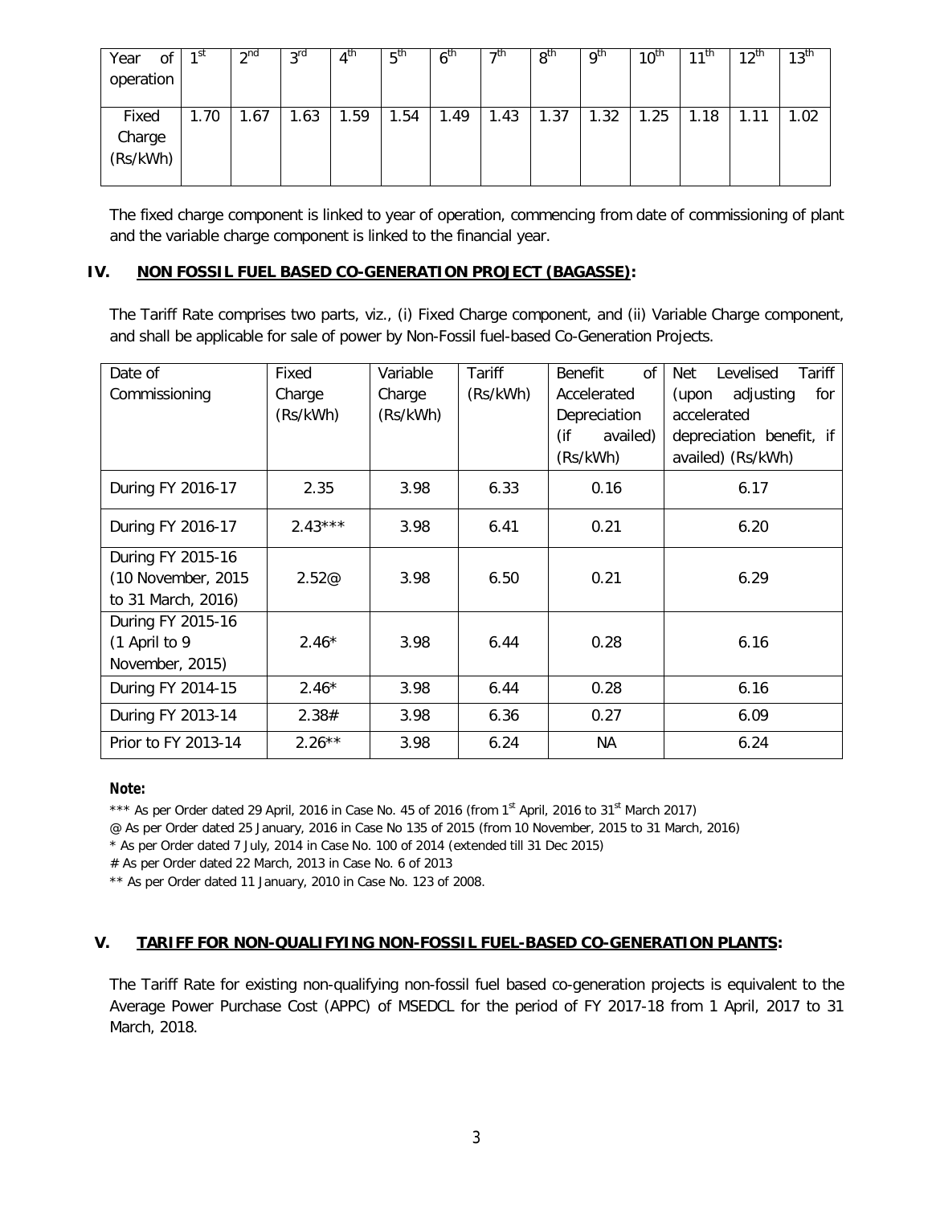| Year of operation | 1st | 2nd | 3rd | 4th | 5th | 6th | 7th | 8th | 9th | 10th | 11th | 12th | 13th |
|---|---|---|---|---|---|---|---|---|---|---|---|---|---|
| Fixed Charge (Rs/kWh) | 1.70 | 1.67 | 1.63 | 1.59 | 1.54 | 1.49 | 1.43 | 1.37 | 1.32 | 1.25 | 1.18 | 1.11 | 1.02 |

The fixed charge component is linked to year of operation, commencing from date of commissioning of plant and the variable charge component is linked to the financial year.

## IV. NON FOSSIL FUEL BASED CO-GENERATION PROJECT (BAGASSE):

The Tariff Rate comprises two parts, viz., (i) Fixed Charge component, and (ii) Variable Charge component, and shall be applicable for sale of power by Non-Fossil fuel-based Co-Generation Projects.

| Date of Commissioning | Fixed Charge (Rs/kWh) | Variable Charge (Rs/kWh) | Tariff (Rs/kWh) | Benefit of Accelerated Depreciation (if availed) (Rs/kWh) | Net Levelised Tariff (upon adjusting for accelerated depreciation benefit, if availed) (Rs/kWh) |
|---|---|---|---|---|---|
| During FY 2016-17 | 2.35 | 3.98 | 6.33 | 0.16 | 6.17 |
| During FY 2016-17 | 2.43*** | 3.98 | 6.41 | 0.21 | 6.20 |
| During FY 2015-16 (10 November, 2015 to 31 March, 2016) | 2.52@ | 3.98 | 6.50 | 0.21 | 6.29 |
| During FY 2015-16 (1 April to 9 November, 2015) | 2.46* | 3.98 | 6.44 | 0.28 | 6.16 |
| During FY 2014-15 | 2.46* | 3.98 | 6.44 | 0.28 | 6.16 |
| During FY 2013-14 | 2.38# | 3.98 | 6.36 | 0.27 | 6.09 |
| Prior to FY 2013-14 | 2.26** | 3.98 | 6.24 | NA | 6.24 |

**Note:**

*** As per Order dated 29 April, 2016 in Case No. 45 of 2016 (from 1st April, 2016 to 31st March 2017)

@ As per Order dated 25 January, 2016 in Case No 135 of 2015 (from 10 November, 2015 to 31 March, 2016)

* As per Order dated 7 July, 2014 in Case No. 100 of 2014 (extended till 31 Dec 2015)

# As per Order dated 22 March, 2013 in Case No. 6 of 2013

** As per Order dated 11 January, 2010 in Case No. 123 of 2008.

## V. TARIFF FOR NON-QUALIFYING NON-FOSSIL FUEL-BASED CO-GENERATION PLANTS:

The Tariff Rate for existing non-qualifying non-fossil fuel based co-generation projects is equivalent to the Average Power Purchase Cost (APPC) of MSEDCL for the period of FY 2017-18 from 1 April, 2017 to 31 March, 2018.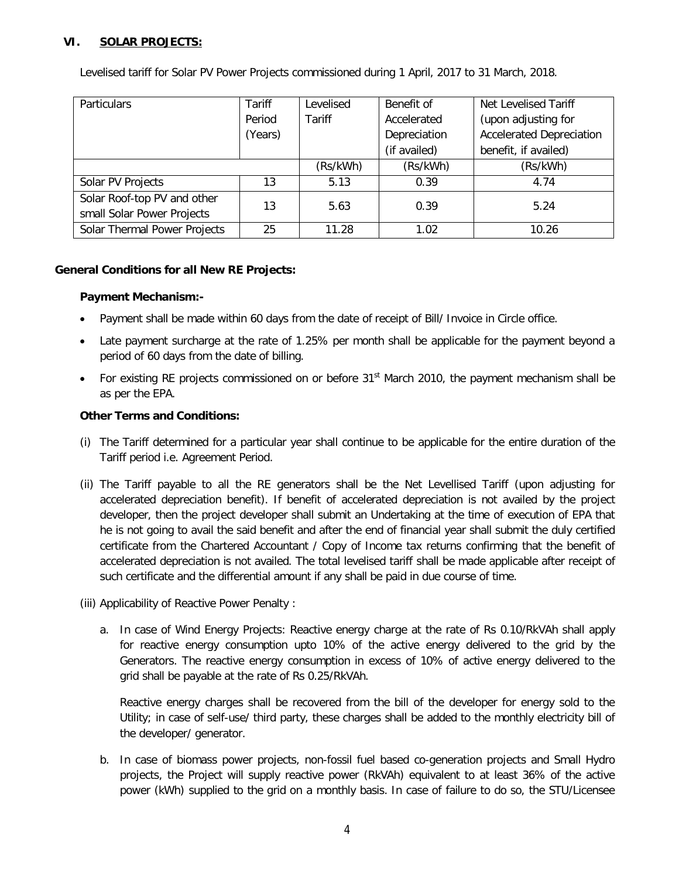## VI. SOLAR PROJECTS:

Levelised tariff for Solar PV Power Projects commissioned during 1 April, 2017 to 31 March, 2018.

| Particulars | Tariff Period (Years) | Levelised Tariff | Benefit of Accelerated Depreciation (if availed) | Net Levelised Tariff (upon adjusting for Accelerated Depreciation benefit, if availed) |
|---|---|---|---|---|
| | | (Rs/kWh) | (Rs/kWh) | (Rs/kWh) |
| Solar PV Projects | 13 | 5.13 | 0.39 | 4.74 |
| Solar Roof-top PV and other small Solar Power Projects | 13 | 5.63 | 0.39 | 5.24 |
| Solar Thermal Power Projects | 25 | 11.28 | 1.02 | 10.26 |

### General Conditions for all New RE Projects:

**Payment Mechanism:-**

- Payment shall be made within 60 days from the date of receipt of Bill/ Invoice in Circle office.
- Late payment surcharge at the rate of 1.25% per month shall be applicable for the payment beyond a period of 60 days from the date of billing.
- For existing RE projects commissioned on or before 31st March 2010, the payment mechanism shall be as per the EPA.

**Other Terms and Conditions:**

(i) The Tariff determined for a particular year shall continue to be applicable for the entire duration of the Tariff period i.e. Agreement Period.

(ii) The Tariff payable to all the RE generators shall be the Net Levellised Tariff (upon adjusting for accelerated depreciation benefit). If benefit of accelerated depreciation is not availed by the project developer, then the project developer shall submit an Undertaking at the time of execution of EPA that he is not going to avail the said benefit and after the end of financial year shall submit the duly certified certificate from the Chartered Accountant / Copy of Income tax returns confirming that the benefit of accelerated depreciation is not availed. The total levelised tariff shall be made applicable after receipt of such certificate and the differential amount if any shall be paid in due course of time.

(iii) Applicability of Reactive Power Penalty :

a. In case of Wind Energy Projects: Reactive energy charge at the rate of Rs 0.10/RkVAh shall apply for reactive energy consumption upto 10% of the active energy delivered to the grid by the Generators. The reactive energy consumption in excess of 10% of active energy delivered to the grid shall be payable at the rate of Rs 0.25/RkVAh.

Reactive energy charges shall be recovered from the bill of the developer for energy sold to the Utility; in case of self-use/ third party, these charges shall be added to the monthly electricity bill of the developer/ generator.

b. In case of biomass power projects, non-fossil fuel based co-generation projects and Small Hydro projects, the Project will supply reactive power (RkVAh) equivalent to at least 36% of the active power (kWh) supplied to the grid on a monthly basis. In case of failure to do so, the STU/Licensee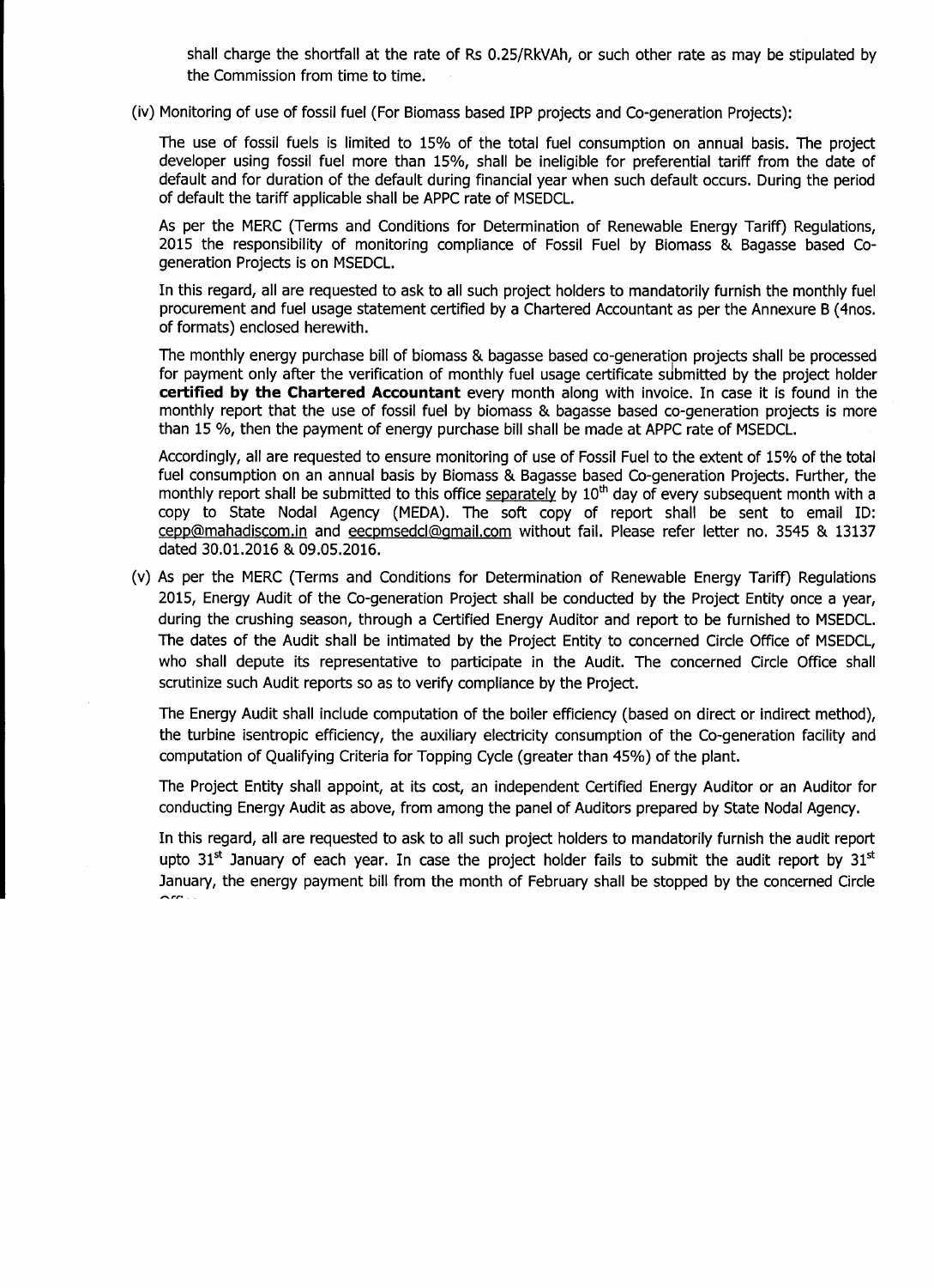shall charge the shortfall at the rate of Rs 0.25/RkVAh, or such other rate as may be stipulated by the Commission from time to time.

(iv) Monitoring of use of fossil fuel (For Biomass based IPP projects and Co-generation Projects):

The use of fossil fuels is limited to 15% of the total fuel consumption on annual basis. The project developer using fossil fuel more than 15%, shall be ineligible for preferential tariff from the date of default and for duration of the default during financial year when such default occurs. During the period of default the tariff applicable shall be APPC rate of MSEDCL.

As per the MERC (Terms and Conditions for Determination of Renewable Energy Tariff) Regulations, 2015 the responsibility of monitoring compliance of Fossil Fuel by Biomass & Bagasse based Co-generation Projects is on MSEDCL.

In this regard, all are requested to ask to all such project holders to mandatorily furnish the monthly fuel procurement and fuel usage statement certified by a Chartered Accountant as per the Annexure B (4nos. of formats) enclosed herewith.

The monthly energy purchase bill of biomass & bagasse based co-generation projects shall be processed for payment only after the verification of monthly fuel usage certificate submitted by the project holder **certified by the Chartered Accountant** every month along with invoice. In case it is found in the monthly report that the use of fossil fuel by biomass & bagasse based co-generation projects is more than 15 %, then the payment of energy purchase bill shall be made at APPC rate of MSEDCL.

Accordingly, all are requested to ensure monitoring of use of Fossil Fuel to the extent of 15% of the total fuel consumption on an annual basis by Biomass & Bagasse based Co-generation Projects. Further, the monthly report shall be submitted to this office separately by 10th day of every subsequent month with a copy to State Nodal Agency (MEDA). The soft copy of report shall be sent to email ID: cepp@mahadiscom.in and eecpmsedcl@gmail.com without fail. Please refer letter no. 3545 & 13137 dated 30.01.2016 & 09.05.2016.

(v) As per the MERC (Terms and Conditions for Determination of Renewable Energy Tariff) Regulations 2015, Energy Audit of the Co-generation Project shall be conducted by the Project Entity once a year, during the crushing season, through a Certified Energy Auditor and report to be furnished to MSEDCL. The dates of the Audit shall be intimated by the Project Entity to concerned Circle Office of MSEDCL, who shall depute its representative to participate in the Audit. The concerned Circle Office shall scrutinize such Audit reports so as to verify compliance by the Project.

The Energy Audit shall include computation of the boiler efficiency (based on direct or indirect method), the turbine isentropic efficiency, the auxiliary electricity consumption of the Co-generation facility and computation of Qualifying Criteria for Topping Cycle (greater than 45%) of the plant.

The Project Entity shall appoint, at its cost, an independent Certified Energy Auditor or an Auditor for conducting Energy Audit as above, from among the panel of Auditors prepared by State Nodal Agency.

In this regard, all are requested to ask to all such project holders to mandatorily furnish the audit report upto 31st January of each year. In case the project holder fails to submit the audit report by 31st January, the energy payment bill from the month of February shall be stopped by the concerned Circle Off...